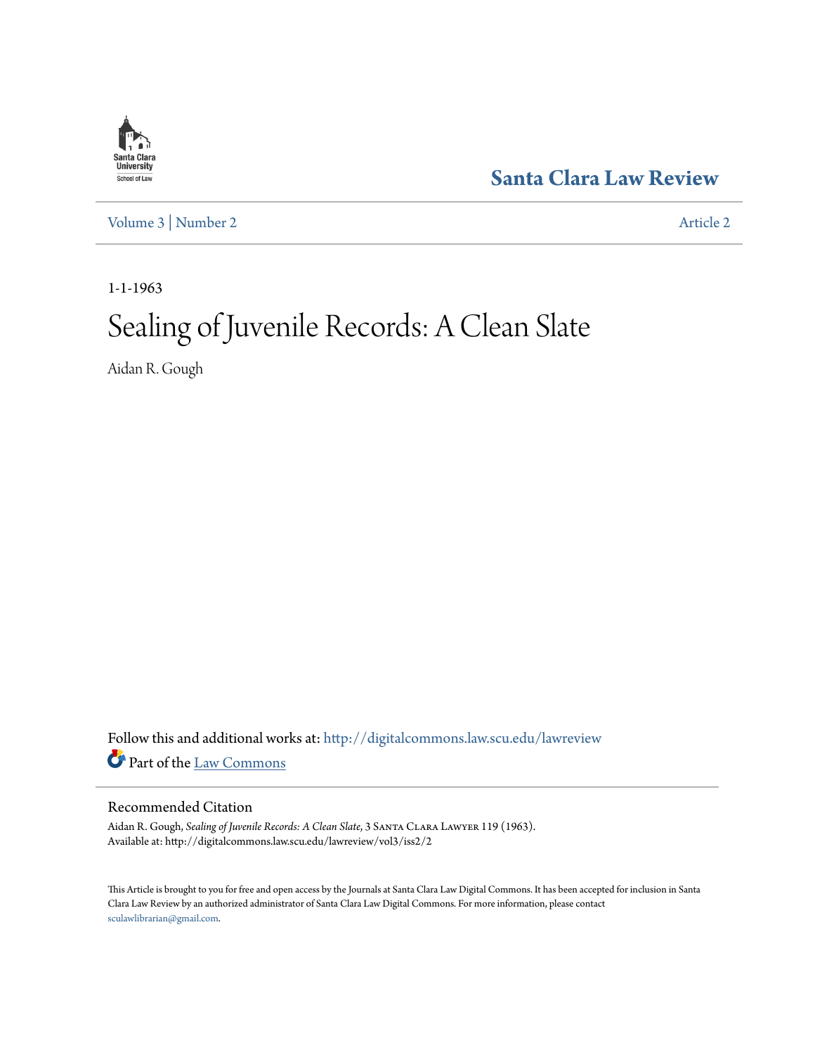Santa Clara Law Review

Volume 3 | Number 2 Article 2

1-1-1963

# Sealing of Juvenile Records: A Clean Slate

Aidan R. Gough

Follow this and additional works at: http://digitalcommons.law.scu.edu/lawreview

Part of the Law Commons

## Recommended Citation

Aidan R. Gough, *Sealing of Juvenile Records: A Clean Slate*, 3 Santa Clara Lawyer 119 (1963).
Available at: http://digitalcommons.law.scu.edu/lawreview/vol3/iss2/2

This Article is brought to you for free and open access by the Journals at Santa Clara Law Digital Commons. It has been accepted for inclusion in Santa Clara Law Review by an authorized administrator of Santa Clara Law Digital Commons. For more information, please contact sculawlibrarian@gmail.com.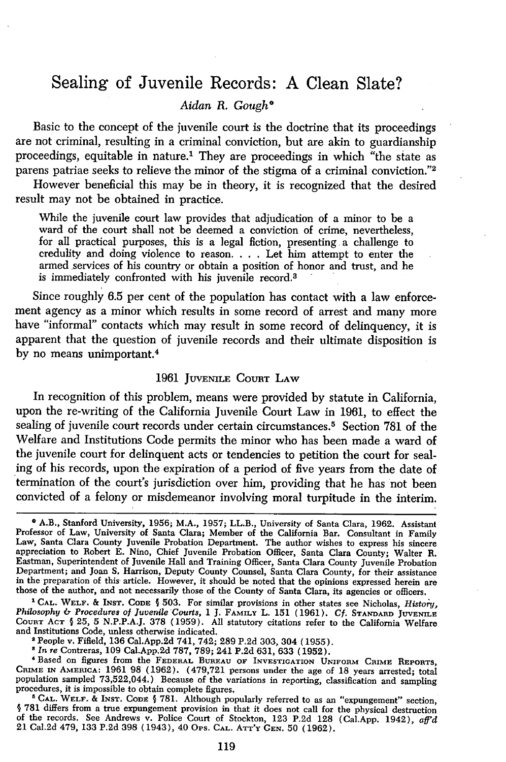# Sealing of Juvenile Records: A Clean Slate?

*Aidan R. Gough*[*]

Basic to the concept of the juvenile court is the doctrine that its proceedings are not criminal, resulting in a criminal conviction, but are akin to guardianship proceedings, equitable in nature.[1] They are proceedings in which "the state as parens patriae seeks to relieve the minor of the stigma of a criminal conviction."[2]

However beneficial this may be in theory, it is recognized that the desired result may not be obtained in practice.

> While the juvenile court law provides that adjudication of a minor to be a ward of the court shall not be deemed a conviction of crime, nevertheless, for all practical purposes, this is a legal fiction, presenting a challenge to credulity and doing violence to reason. . . . Let him attempt to enter the armed services of his country or obtain a position of honor and trust, and he is immediately confronted with his juvenile record.[3]

Since roughly 6.5 per cent of the population has contact with a law enforcement agency as a minor which results in some record of arrest and many more have "informal" contacts which may result in some record of delinquency, it is apparent that the question of juvenile records and their ultimate disposition is by no means unimportant.[4]

## 1961 Juvenile Court Law

In recognition of this problem, means were provided by statute in California, upon the re-writing of the California Juvenile Court Law in 1961, to effect the sealing of juvenile court records under certain circumstances.[5] Section 781 of the Welfare and Institutions Code permits the minor who has been made a ward of the juvenile court for delinquent acts or tendencies to petition the court for sealing of his records, upon the expiration of a period of five years from the date of termination of the court's jurisdiction over him, providing that he has not been convicted of a felony or misdemeanor involving moral turpitude in the interim.

---

[*] A.B., Stanford University, 1956; M.A., 1957; LL.B., University of Santa Clara, 1962. Assistant Professor of Law, University of Santa Clara; Member of the California Bar. Consultant in Family Law, Santa Clara County Juvenile Probation Department. The author wishes to express his sincere appreciation to Robert E. Nino, Chief Juvenile Probation Officer, Santa Clara County; Walter R. Eastman, Superintendent of Juvenile Hall and Training Officer, Santa Clara County Juvenile Probation Department; and Joan S. Harrison, Deputy County Counsel, Santa Clara County, for their assistance in the preparation of this article. However, it should be noted that the opinions expressed herein are those of the author, and not necessarily those of the County of Santa Clara, its agencies or officers.

[1] Cal. Welf. & Inst. Code § 503. For similar provisions in other states see Nicholas, *History, Philosophy & Procedures of Juvenile Courts*, 1 J. Family L. 151 (1961). *Cf.* Standard Juvenile Court Act § 25, 5 N.P.P.A.J. 378 (1959). All statutory citations refer to the California Welfare and Institutions Code, unless otherwise indicated.

[2] People v. Fifield, 136 Cal.App.2d 741, 742; 289 P.2d 303, 304 (1955).

[3] *In re* Contreras, 109 Cal.App.2d 787, 789; 241 P.2d 631, 633 (1952).

[4] Based on figures from the Federal Bureau of Investigation Uniform Crime Reports, Crime in America: 1961 98 (1962). (479,721 persons under the age of 18 years arrested; total population sampled 73,522,044.) Because of the variations in reporting, classification and sampling procedures, it is impossible to obtain complete figures.

[5] Cal. Welf. & Inst. Code § 781. Although popularly referred to as an "expungement" section, § 781 differs from a true expungement provision in that it does not call for the physical destruction of the records. See Andrews v. Police Court of Stockton, 123 P.2d 128 (Cal.App. 1942), *aff'd* 21 Cal.2d 479, 133 P.2d 398 (1943), 40 Ops. Cal. Att'y Gen. 50 (1962).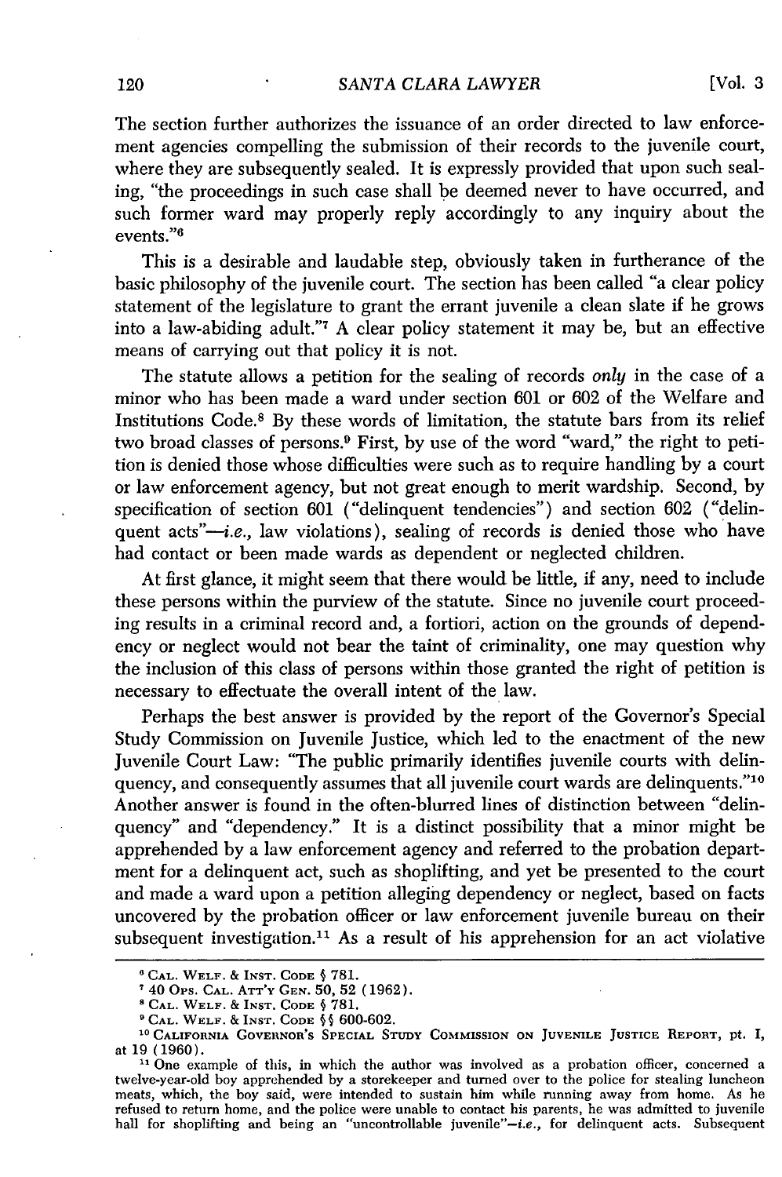The section further authorizes the issuance of an order directed to law enforcement agencies compelling the submission of their records to the juvenile court, where they are subsequently sealed. It is expressly provided that upon such sealing, "the proceedings in such case shall be deemed never to have occurred, and such former ward may properly reply accordingly to any inquiry about the events."[6]

This is a desirable and laudable step, obviously taken in furtherance of the basic philosophy of the juvenile court. The section has been called "a clear policy statement of the legislature to grant the errant juvenile a clean slate if he grows into a law-abiding adult."[7] A clear policy statement it may be, but an effective means of carrying out that policy it is not.

The statute allows a petition for the sealing of records *only* in the case of a minor who has been made a ward under section 601 or 602 of the Welfare and Institutions Code.[8] By these words of limitation, the statute bars from its relief two broad classes of persons.[9] First, by use of the word "ward," the right to petition is denied those whose difficulties were such as to require handling by a court or law enforcement agency, but not great enough to merit wardship. Second, by specification of section 601 ("delinquent tendencies") and section 602 ("delinquent acts"—*i.e.,* law violations), sealing of records is denied those who have had contact or been made wards as dependent or neglected children.

At first glance, it might seem that there would be little, if any, need to include these persons within the purview of the statute. Since no juvenile court proceeding results in a criminal record and, a fortiori, action on the grounds of dependency or neglect would not bear the taint of criminality, one may question why the inclusion of this class of persons within those granted the right of petition is necessary to effectuate the overall intent of the law.

Perhaps the best answer is provided by the report of the Governor's Special Study Commission on Juvenile Justice, which led to the enactment of the new Juvenile Court Law: "The public primarily identifies juvenile courts with delinquency, and consequently assumes that all juvenile court wards are delinquents."[10] Another answer is found in the often-blurred lines of distinction between "delinquency" and "dependency." It is a distinct possibility that a minor might be apprehended by a law enforcement agency and referred to the probation department for a delinquent act, such as shoplifting, and yet be presented to the court and made a ward upon a petition alleging dependency or neglect, based on facts uncovered by the probation officer or law enforcement juvenile bureau on their subsequent investigation.[11] As a result of his apprehension for an act violative

---

[6] CAL. WELF. & INST. CODE § 781.

[7] 40 OPS. CAL. ATT'Y GEN. 50, 52 (1962).

[8] CAL. WELF. & INST. CODE § 781.

[9] CAL. WELF. & INST. CODE §§ 600-602.

[10] CALIFORNIA GOVERNOR'S SPECIAL STUDY COMMISSION ON JUVENILE JUSTICE REPORT, pt. I, at 19 (1960).

[11] One example of this, in which the author was involved as a probation officer, concerned a twelve-year-old boy apprehended by a storekeeper and turned over to the police for stealing luncheon meats, which, the boy said, were intended to sustain him while running away from home. As he refused to return home, and the police were unable to contact his parents, he was admitted to juvenile hall for shoplifting and being an "uncontrollable juvenile"—*i.e.,* for delinquent acts. Subsequent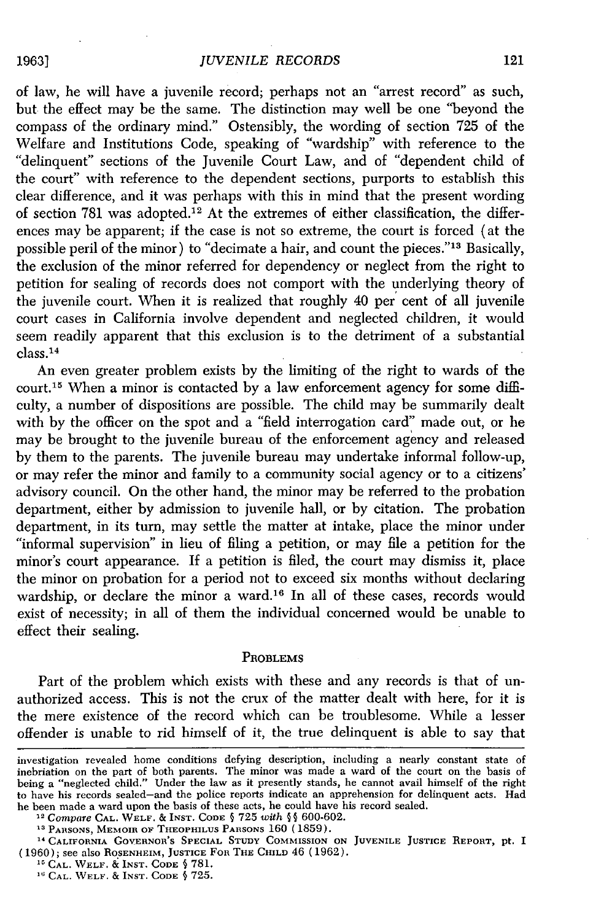of law, he will have a juvenile record; perhaps not an "arrest record" as such, but the effect may be the same. The distinction may well be one "beyond the compass of the ordinary mind." Ostensibly, the wording of section 725 of the Welfare and Institutions Code, speaking of "wardship" with reference to the "delinquent" sections of the Juvenile Court Law, and of "dependent child of the court" with reference to the dependent sections, purports to establish this clear difference, and it was perhaps with this in mind that the present wording of section 781 was adopted.[12] At the extremes of either classification, the differences may be apparent; if the case is not so extreme, the court is forced (at the possible peril of the minor) to "decimate a hair, and count the pieces."[13] Basically, the exclusion of the minor referred for dependency or neglect from the right to petition for sealing of records does not comport with the underlying theory of the juvenile court. When it is realized that roughly 40 per cent of all juvenile court cases in California involve dependent and neglected children, it would seem readily apparent that this exclusion is to the detriment of a substantial class.[14]

An even greater problem exists by the limiting of the right to wards of the court.[15] When a minor is contacted by a law enforcement agency for some difficulty, a number of dispositions are possible. The child may be summarily dealt with by the officer on the spot and a "field interrogation card" made out, or he may be brought to the juvenile bureau of the enforcement agency and released by them to the parents. The juvenile bureau may undertake informal follow-up, or may refer the minor and family to a community social agency or to a citizens' advisory council. On the other hand, the minor may be referred to the probation department, either by admission to juvenile hall, or by citation. The probation department, in its turn, may settle the matter at intake, place the minor under "informal supervision" in lieu of filing a petition, or may file a petition for the minor's court appearance. If a petition is filed, the court may dismiss it, place the minor on probation for a period not to exceed six months without declaring wardship, or declare the minor a ward.[16] In all of these cases, records would exist of necessity; in all of them the individual concerned would be unable to effect their sealing.

## Problems

Part of the problem which exists with these and any records is that of unauthorized access. This is not the crux of the matter dealt with here, for it is the mere existence of the record which can be troublesome. While a lesser offender is unable to rid himself of it, the true delinquent is able to say that

---

investigation revealed home conditions defying description, including a nearly constant state of inebriation on the part of both parents. The minor was made a ward of the court on the basis of being a "neglected child." Under the law as it presently stands, he cannot avail himself of the right to have his records sealed—and the police reports indicate an apprehension for delinquent acts. Had he been made a ward upon the basis of these acts, he could have his record sealed.

[12] *Compare* Cal. Welf. & Inst. Code § 725 *with* §§ 600-602.

[13] Parsons, Memoir of Theophilus Parsons 160 (1859).

[14] California Governor's Special Study Commission on Juvenile Justice Report, pt. I (1960); see also Rosenheim, Justice For The Child 46 (1962).

[15] Cal. Welf. & Inst. Code § 781.

[16] Cal. Welf. & Inst. Code § 725.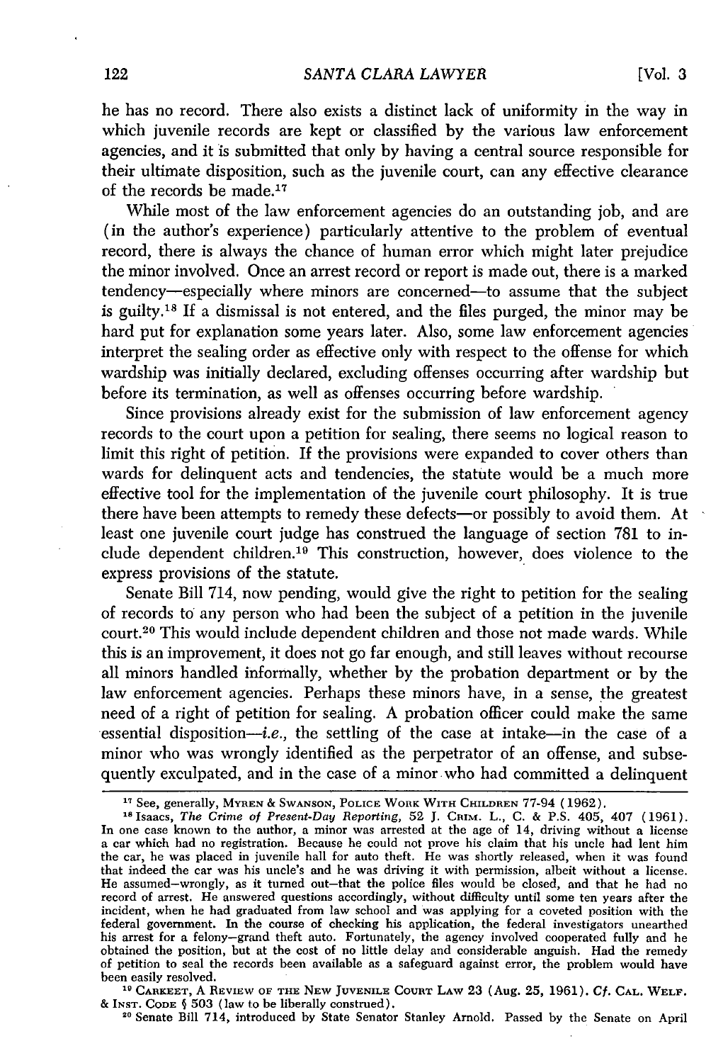he has no record. There also exists a distinct lack of uniformity in the way in which juvenile records are kept or classified by the various law enforcement agencies, and it is submitted that only by having a central source responsible for their ultimate disposition, such as the juvenile court, can any effective clearance of the records be made.[17]

While most of the law enforcement agencies do an outstanding job, and are (in the author's experience) particularly attentive to the problem of eventual record, there is always the chance of human error which might later prejudice the minor involved. Once an arrest record or report is made out, there is a marked tendency—especially where minors are concerned—to assume that the subject is guilty.[18] If a dismissal is not entered, and the files purged, the minor may be hard put for explanation some years later. Also, some law enforcement agencies interpret the sealing order as effective only with respect to the offense for which wardship was initially declared, excluding offenses occurring after wardship but before its termination, as well as offenses occurring before wardship.

Since provisions already exist for the submission of law enforcement agency records to the court upon a petition for sealing, there seems no logical reason to limit this right of petition. If the provisions were expanded to cover others than wards for delinquent acts and tendencies, the statute would be a much more effective tool for the implementation of the juvenile court philosophy. It is true there have been attempts to remedy these defects—or possibly to avoid them. At least one juvenile court judge has construed the language of section 781 to include dependent children.[19] This construction, however, does violence to the express provisions of the statute.

Senate Bill 714, now pending, would give the right to petition for the sealing of records to any person who had been the subject of a petition in the juvenile court.[20] This would include dependent children and those not made wards. While this is an improvement, it does not go far enough, and still leaves without recourse all minors handled informally, whether by the probation department or by the law enforcement agencies. Perhaps these minors have, in a sense, the greatest need of a right of petition for sealing. A probation officer could make the same essential disposition—*i.e.*, the settling of the case at intake—in the case of a minor who was wrongly identified as the perpetrator of an offense, and subsequently exculpated, and in the case of a minor who had committed a delinquent

---

[17] See, generally, MYREN & SWANSON, POLICE WORK WITH CHILDREN 77-94 (1962).

[18] Isaacs, *The Crime of Present-Day Reporting*, 52 J. CRIM. L., C. & P.S. 405, 407 (1961). In one case known to the author, a minor was arrested at the age of 14, driving without a license a car which had no registration. Because he could not prove his claim that his uncle had lent him the car, he was placed in juvenile hall for auto theft. He was shortly released, when it was found that indeed the car was his uncle's and he was driving it with permission, albeit without a license. He assumed—wrongly, as it turned out—that the police files would be closed, and that he had no record of arrest. He answered questions accordingly, without difficulty until some ten years after the incident, when he had graduated from law school and was applying for a coveted position with the federal government. In the course of checking his application, the federal investigators unearthed his arrest for a felony—grand theft auto. Fortunately, the agency involved cooperated fully and he obtained the position, but at the cost of no little delay and considerable anguish. Had the remedy of petition to seal the records been available as a safeguard against error, the problem would have been easily resolved.

[19] CARKEET, A REVIEW OF THE NEW JUVENILE COURT LAW 23 (Aug. 25, 1961). *Cf.* CAL. WELF. & INST. CODE § 503 (law to be liberally construed).

[20] Senate Bill 714, introduced by State Senator Stanley Arnold. Passed by the Senate on April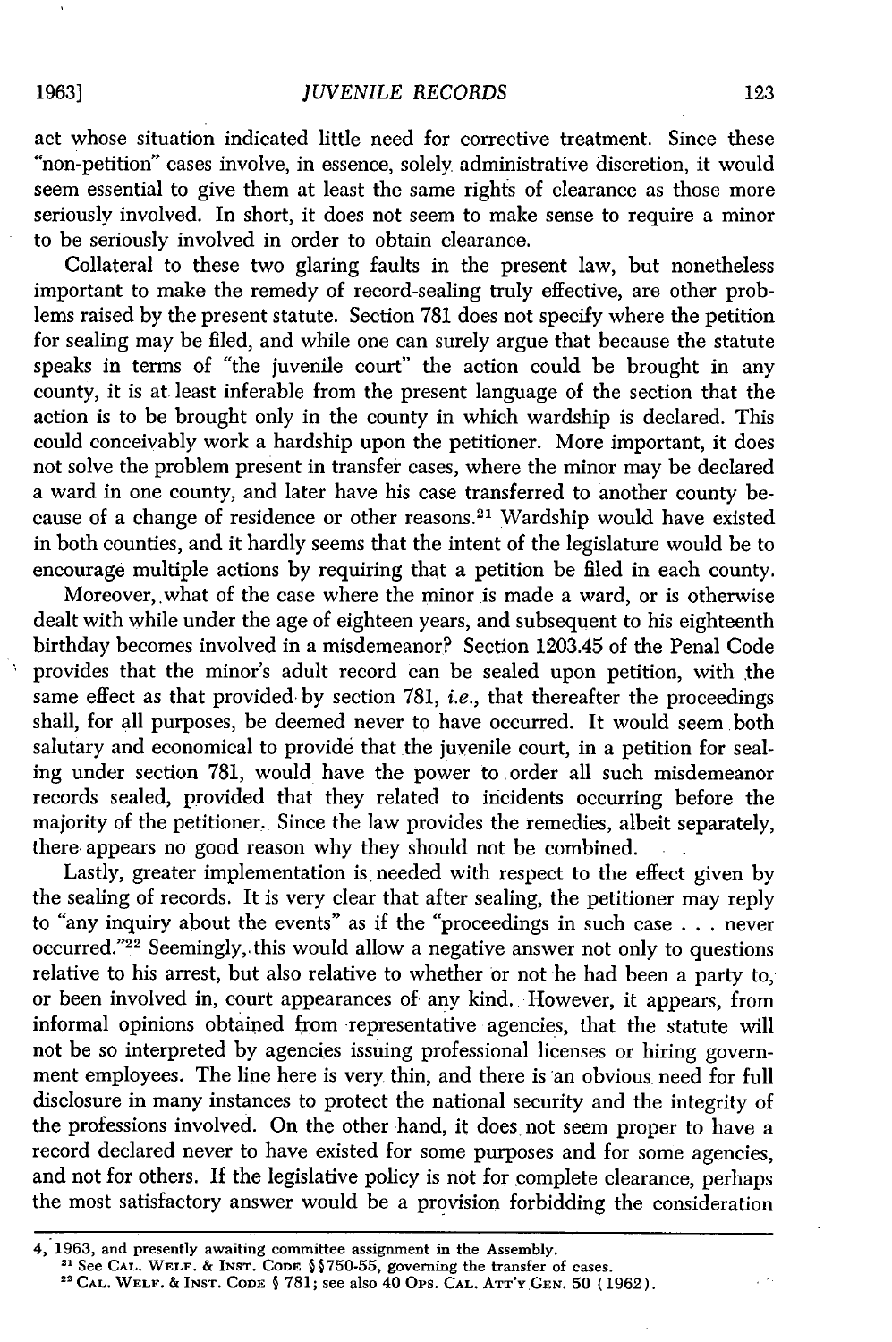act whose situation indicated little need for corrective treatment. Since these "non-petition" cases involve, in essence, solely administrative discretion, it would seem essential to give them at least the same rights of clearance as those more seriously involved. In short, it does not seem to make sense to require a minor to be seriously involved in order to obtain clearance.

Collateral to these two glaring faults in the present law, but nonetheless important to make the remedy of record-sealing truly effective, are other problems raised by the present statute. Section 781 does not specify where the petition for sealing may be filed, and while one can surely argue that because the statute speaks in terms of "the juvenile court" the action could be brought in any county, it is at least inferable from the present language of the section that the action is to be brought only in the county in which wardship is declared. This could conceivably work a hardship upon the petitioner. More important, it does not solve the problem present in transfer cases, where the minor may be declared a ward in one county, and later have his case transferred to another county because of a change of residence or other reasons.[21] Wardship would have existed in both counties, and it hardly seems that the intent of the legislature would be to encourage multiple actions by requiring that a petition be filed in each county.

Moreover, what of the case where the minor is made a ward, or is otherwise dealt with while under the age of eighteen years, and subsequent to his eighteenth birthday becomes involved in a misdemeanor? Section 1203.45 of the Penal Code provides that the minor's adult record can be sealed upon petition, with the same effect as that provided by section 781, *i.e.*, that thereafter the proceedings shall, for all purposes, be deemed never to have occurred. It would seem both salutary and economical to provide that the juvenile court, in a petition for sealing under section 781, would have the power to order all such misdemeanor records sealed, provided that they related to incidents occurring before the majority of the petitioner. Since the law provides the remedies, albeit separately, there appears no good reason why they should not be combined.

Lastly, greater implementation is needed with respect to the effect given by the sealing of records. It is very clear that after sealing, the petitioner may reply to "any inquiry about the events" as if the "proceedings in such case . . . never occurred."[22] Seemingly, this would allow a negative answer not only to questions relative to his arrest, but also relative to whether or not he had been a party to, or been involved in, court appearances of any kind. However, it appears, from informal opinions obtained from representative agencies, that the statute will not be so interpreted by agencies issuing professional licenses or hiring government employees. The line here is very thin, and there is an obvious need for full disclosure in many instances to protect the national security and the integrity of the professions involved. On the other hand, it does not seem proper to have a record declared never to have existed for some purposes and for some agencies, and not for others. If the legislative policy is not for complete clearance, perhaps the most satisfactory answer would be a provision forbidding the consideration

---

4, 1963, and presently awaiting committee assignment in the Assembly.

[21] See CAL. WELF. & INST. CODE §§750-55, governing the transfer of cases.

[22] CAL. WELF. & INST. CODE § 781; see also 40 OPS. CAL. ATT'Y GEN. 50 (1962).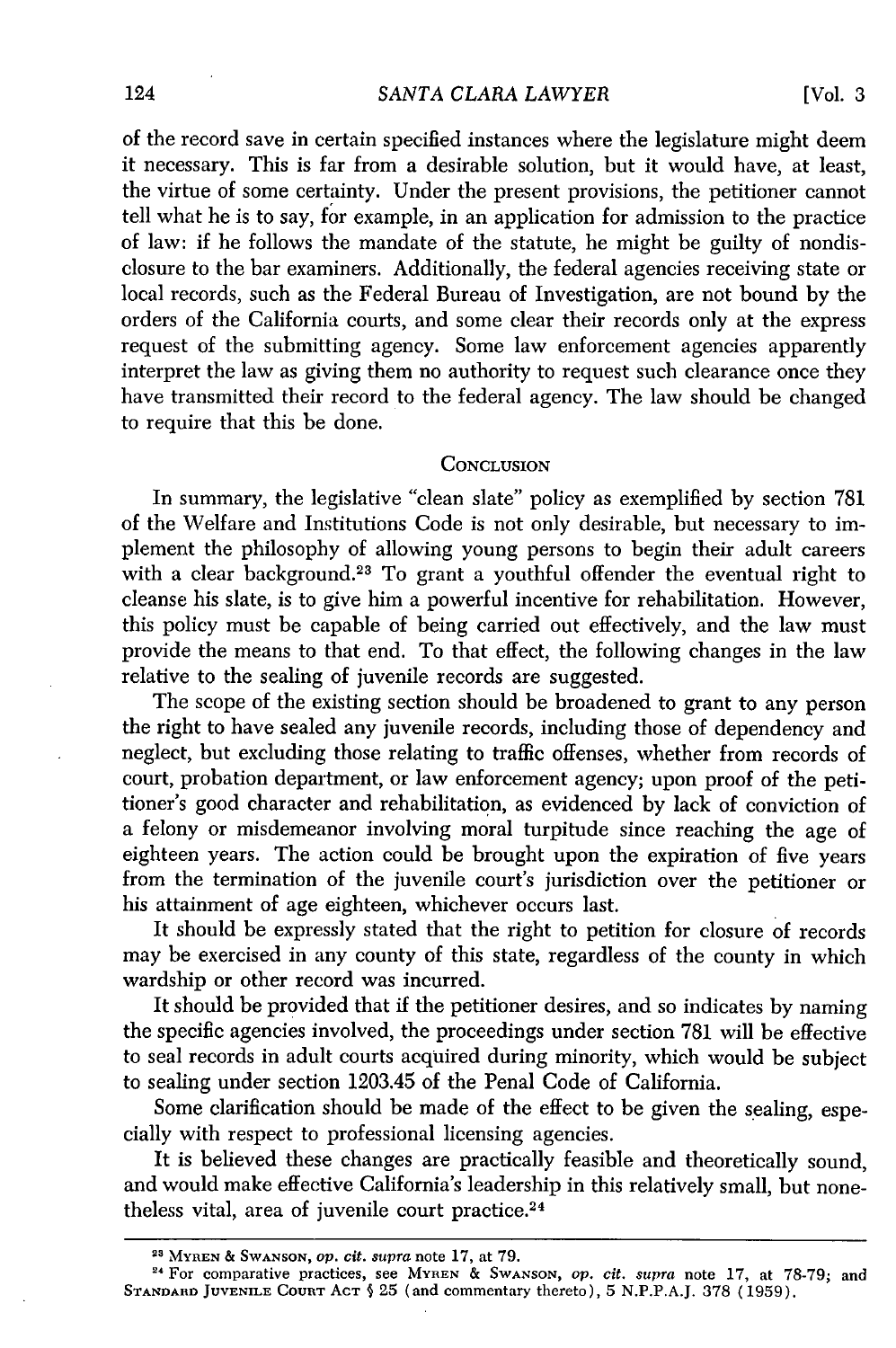of the record save in certain specified instances where the legislature might deem it necessary. This is far from a desirable solution, but it would have, at least, the virtue of some certainty. Under the present provisions, the petitioner cannot tell what he is to say, for example, in an application for admission to the practice of law: if he follows the mandate of the statute, he might be guilty of nondisclosure to the bar examiners. Additionally, the federal agencies receiving state or local records, such as the Federal Bureau of Investigation, are not bound by the orders of the California courts, and some clear their records only at the express request of the submitting agency. Some law enforcement agencies apparently interpret the law as giving them no authority to request such clearance once they have transmitted their record to the federal agency. The law should be changed to require that this be done.

## CONCLUSION

In summary, the legislative "clean slate" policy as exemplified by section 781 of the Welfare and Institutions Code is not only desirable, but necessary to implement the philosophy of allowing young persons to begin their adult careers with a clear background.[23] To grant a youthful offender the eventual right to cleanse his slate, is to give him a powerful incentive for rehabilitation. However, this policy must be capable of being carried out effectively, and the law must provide the means to that end. To that effect, the following changes in the law relative to the sealing of juvenile records are suggested.

The scope of the existing section should be broadened to grant to any person the right to have sealed any juvenile records, including those of dependency and neglect, but excluding those relating to traffic offenses, whether from records of court, probation department, or law enforcement agency; upon proof of the petitioner's good character and rehabilitation, as evidenced by lack of conviction of a felony or misdemeanor involving moral turpitude since reaching the age of eighteen years. The action could be brought upon the expiration of five years from the termination of the juvenile court's jurisdiction over the petitioner or his attainment of age eighteen, whichever occurs last.

It should be expressly stated that the right to petition for closure of records may be exercised in any county of this state, regardless of the county in which wardship or other record was incurred.

It should be provided that if the petitioner desires, and so indicates by naming the specific agencies involved, the proceedings under section 781 will be effective to seal records in adult courts acquired during minority, which would be subject to sealing under section 1203.45 of the Penal Code of California.

Some clarification should be made of the effect to be given the sealing, especially with respect to professional licensing agencies.

It is believed these changes are practically feasible and theoretically sound, and would make effective California's leadership in this relatively small, but nonetheless vital, area of juvenile court practice.[24]

---

[23] MYREN & SWANSON, *op. cit. supra* note 17, at 79.

[24] For comparative practices, see MYREN & SWANSON, *op. cit. supra* note 17, at 78-79; and STANDARD JUVENILE COURT ACT § 25 (and commentary thereto), 5 N.P.P.A.J. 378 (1959).